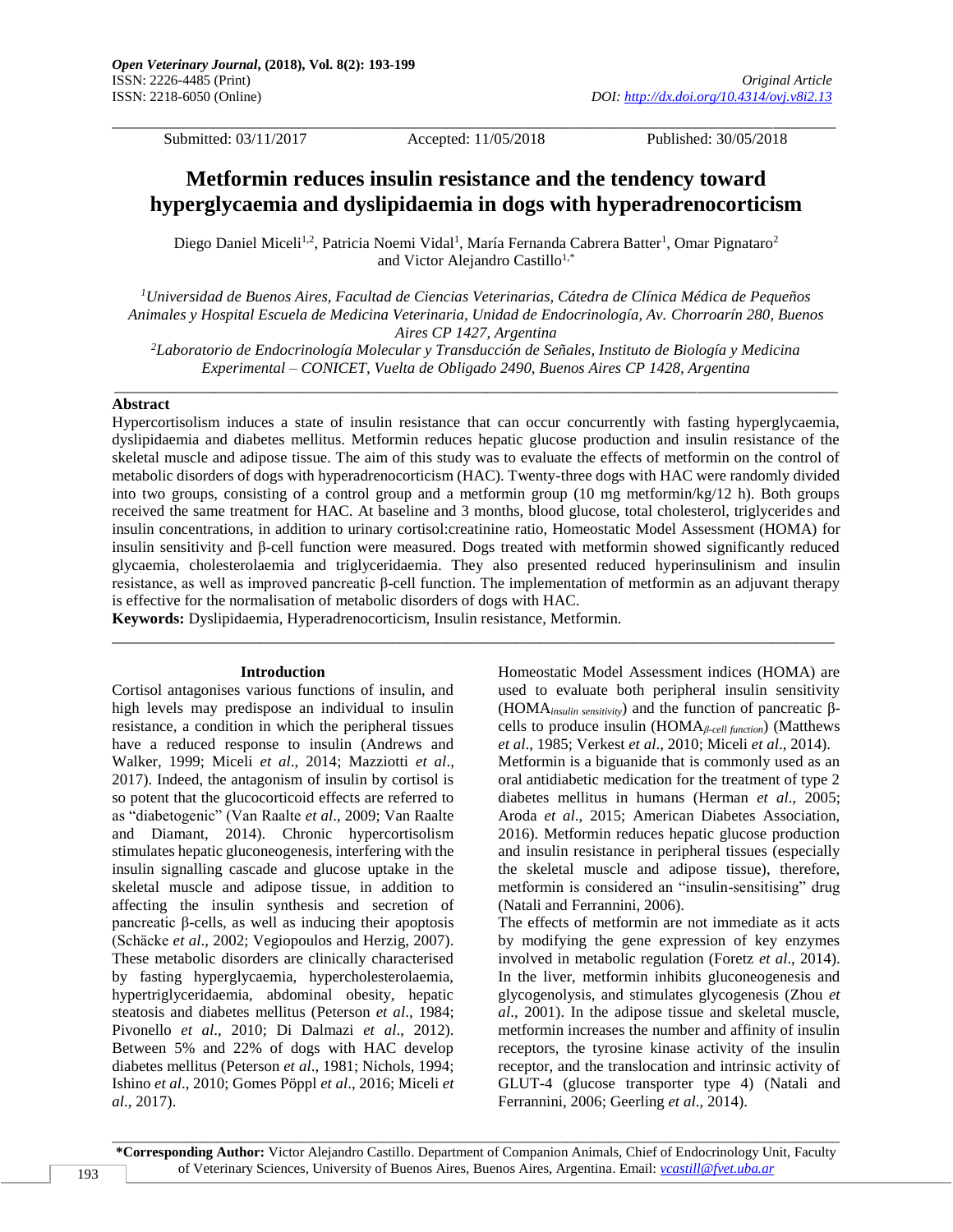Original Article

DOI: http://dx.doi.org/10.4314/ovj.v8i2.13

Submitted: 03/11/2017 Accepted: 11/05/2018 Published: 30/05/2018

# Metformin reduces insulin resistance and the tendency toward hyperglycaemia and dyslipidaemia in dogs with hyperadrenocorticism

Diego Daniel Miceli[1,2], Patricia Noemi Vidal[1], María Fernanda Cabrera Batter[1], Omar Pignataro[2] and Victor Alejandro Castillo[1,*]

[1]Universidad de Buenos Aires, Facultad de Ciencias Veterinarias, Cátedra de Clínica Médica de Pequeños Animales y Hospital Escuela de Medicina Veterinaria, Unidad de Endocrinología, Av. Chorroarín 280, Buenos Aires CP 1427, Argentina

[2]Laboratorio de Endocrinología Molecular y Transducción de Señales, Instituto de Biología y Medicina Experimental – CONICET, Vuelta de Obligado 2490, Buenos Aires CP 1428, Argentina

## Abstract

Hypercortisolism induces a state of insulin resistance that can occur concurrently with fasting hyperglycaemia, dyslipidaemia and diabetes mellitus. Metformin reduces hepatic glucose production and insulin resistance of the skeletal muscle and adipose tissue. The aim of this study was to evaluate the effects of metformin on the control of metabolic disorders of dogs with hyperadrenocorticism (HAC). Twenty-three dogs with HAC were randomly divided into two groups, consisting of a control group and a metformin group (10 mg metformin/kg/12 h). Both groups received the same treatment for HAC. At baseline and 3 months, blood glucose, total cholesterol, triglycerides and insulin concentrations, in addition to urinary cortisol:creatinine ratio, Homeostatic Model Assessment (HOMA) for insulin sensitivity and β-cell function were measured. Dogs treated with metformin showed significantly reduced glycaemia, cholesterolaemia and triglyceridaemia. They also presented reduced hyperinsulinism and insulin resistance, as well as improved pancreatic β-cell function. The implementation of metformin as an adjuvant therapy is effective for the normalisation of metabolic disorders of dogs with HAC.

**Keywords:** Dyslipidaemia, Hyperadrenocorticism, Insulin resistance, Metformin.

## Introduction

Cortisol antagonises various functions of insulin, and high levels may predispose an individual to insulin resistance, a condition in which the peripheral tissues have a reduced response to insulin (Andrews and Walker, 1999; Miceli *et al*., 2014; Mazziotti *et al*., 2017). Indeed, the antagonism of insulin by cortisol is so potent that the glucocorticoid effects are referred to as "diabetogenic" (Van Raalte *et al*., 2009; Van Raalte and Diamant, 2014). Chronic hypercortisolism stimulates hepatic gluconeogenesis, interfering with the insulin signalling cascade and glucose uptake in the skeletal muscle and adipose tissue, in addition to affecting the insulin synthesis and secretion of pancreatic β-cells, as well as inducing their apoptosis (Schäcke *et al*., 2002; Vegiopoulos and Herzig, 2007). These metabolic disorders are clinically characterised by fasting hyperglycaemia, hypercholesterolaemia, hypertriglyceridaemia, abdominal obesity, hepatic steatosis and diabetes mellitus (Peterson *et al*., 1984; Pivonello *et al*., 2010; Di Dalmazi *et al*., 2012). Between 5% and 22% of dogs with HAC develop diabetes mellitus (Peterson *et al*., 1981; Nichols, 1994; Ishino *et al*., 2010; Gomes Pöppl *et al*., 2016; Miceli *et al*., 2017).

Homeostatic Model Assessment indices (HOMA) are used to evaluate both peripheral insulin sensitivity ($HOMA_{insulin\ sensitivity}$) and the function of pancreatic β-cells to produce insulin ($HOMA_{\beta\text{-}cell\ function}$) (Matthews *et al*., 1985; Verkest *et al*., 2010; Miceli *et al*., 2014).

Metformin is a biguanide that is commonly used as an oral antidiabetic medication for the treatment of type 2 diabetes mellitus in humans (Herman *et al*., 2005; Aroda *et al*., 2015; American Diabetes Association, 2016). Metformin reduces hepatic glucose production and insulin resistance in peripheral tissues (especially the skeletal muscle and adipose tissue), therefore, metformin is considered an "insulin-sensitising" drug (Natali and Ferrannini, 2006).

The effects of metformin are not immediate as it acts by modifying the gene expression of key enzymes involved in metabolic regulation (Foretz *et al*., 2014). In the liver, metformin inhibits gluconeogenesis and glycogenolysis, and stimulates glycogenesis (Zhou *et al*., 2001). In the adipose tissue and skeletal muscle, metformin increases the number and affinity of insulin receptors, the tyrosine kinase activity of the insulin receptor, and the translocation and intrinsic activity of GLUT-4 (glucose transporter type 4) (Natali and Ferrannini, 2006; Geerling *et al*., 2014).

**\*Corresponding Author:** Victor Alejandro Castillo. Department of Companion Animals, Chief of Endocrinology Unit, Faculty of Veterinary Sciences, University of Buenos Aires, Buenos Aires, Argentina. Email: vcastill@fvet.uba.ar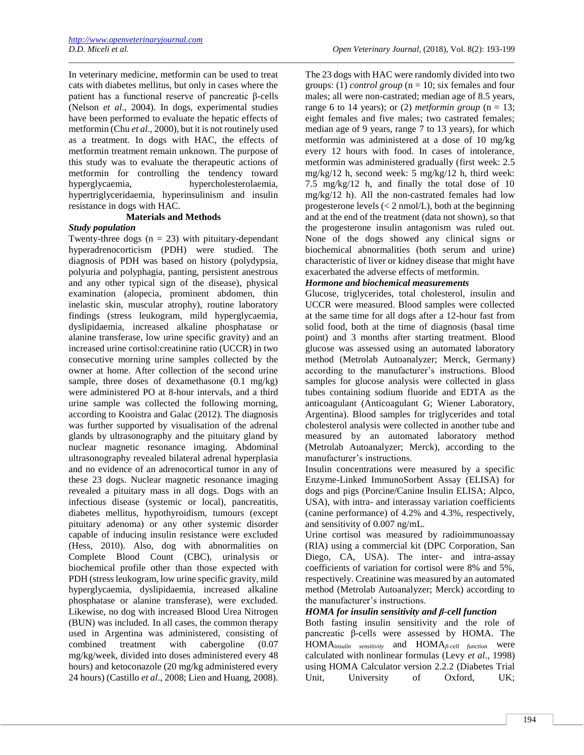In veterinary medicine, metformin can be used to treat cats with diabetes mellitus, but only in cases where the patient has a functional reserve of pancreatic β-cells (Nelson *et al*., 2004). In dogs, experimental studies have been performed to evaluate the hepatic effects of metformin (Chu *et al*., 2000), but it is not routinely used as a treatment. In dogs with HAC, the effects of metformin treatment remain unknown. The purpose of this study was to evaluate the therapeutic actions of metformin for controlling the tendency toward hyperglycaemia, hypercholesterolaemia, hypertriglyceridaemia, hyperinsulinism and insulin resistance in dogs with HAC.

## Materials and Methods

### *Study population*

Twenty-three dogs (n = 23) with pituitary-dependant hyperadrenocorticism (PDH) were studied. The diagnosis of PDH was based on history (polydypsia, polyuria and polyphagia, panting, persistent anestrous and any other typical sign of the disease), physical examination (alopecia, prominent abdomen, thin inelastic skin, muscular atrophy), routine laboratory findings (stress leukogram, mild hyperglycaemia, dyslipidaemia, increased alkaline phosphatase or alanine transferase, low urine specific gravity) and an increased urine cortisol:creatinine ratio (UCCR) in two consecutive morning urine samples collected by the owner at home. After collection of the second urine sample, three doses of dexamethasone (0.1 mg/kg) were administered PO at 8-hour intervals, and a third urine sample was collected the following morning, according to Kooistra and Galac (2012). The diagnosis was further supported by visualisation of the adrenal glands by ultrasonography and the pituitary gland by nuclear magnetic resonance imaging. Abdominal ultrasonography revealed bilateral adrenal hyperplasia and no evidence of an adrenocortical tumor in any of these 23 dogs. Nuclear magnetic resonance imaging revealed a pituitary mass in all dogs. Dogs with an infectious disease (systemic or local), pancreatitis, diabetes mellitus, hypothyroidism, tumours (except pituitary adenoma) or any other systemic disorder capable of inducing insulin resistance were excluded (Hess, 2010). Also, dog with abnormalities on Complete Blood Count (CBC), urinalysis or biochemical profile other than those expected with PDH (stress leukogram, low urine specific gravity, mild hyperglycaemia, dyslipidaemia, increased alkaline phosphatase or alanine transferase), were excluded. Likewise, no dog with increased Blood Urea Nitrogen (BUN) was included. In all cases, the common therapy used in Argentina was administered, consisting of combined treatment with cabergoline (0.07 mg/kg/week, divided into doses administered every 48 hours) and ketoconazole (20 mg/kg administered every 24 hours) (Castillo *et al*., 2008; Lien and Huang, 2008).

The 23 dogs with HAC were randomly divided into two groups: (1) *control group* (n = 10; six females and four males; all were non-castrated; median age of 8.5 years, range 6 to 14 years); or (2) *metformin group* (n = 13; eight females and five males; two castrated females; median age of 9 years, range 7 to 13 years), for which metformin was administered at a dose of 10 mg/kg every 12 hours with food. In cases of intolerance, metformin was administered gradually (first week: 2.5 mg/kg/12 h, second week: 5 mg/kg/12 h, third week: 7.5 mg/kg/12 h, and finally the total dose of 10 mg/kg/12 h). All the non-castrated females had low progesterone levels (< 2 nmol/L), both at the beginning and at the end of the treatment (data not shown), so that the progesterone insulin antagonism was ruled out. None of the dogs showed any clinical signs or biochemical abnormalities (both serum and urine) characteristic of liver or kidney disease that might have exacerbated the adverse effects of metformin.

### *Hormone and biochemical measurements*

Glucose, triglycerides, total cholesterol, insulin and UCCR were measured. Blood samples were collected at the same time for all dogs after a 12-hour fast from solid food, both at the time of diagnosis (basal time point) and 3 months after starting treatment. Blood glucose was assessed using an automated laboratory method (Metrolab Autoanalyzer; Merck, Germany) according to the manufacturer's instructions. Blood samples for glucose analysis were collected in glass tubes containing sodium fluoride and EDTA as the anticoagulant (Anticoagulant G; Wiener Laboratory, Argentina). Blood samples for triglycerides and total cholesterol analysis were collected in another tube and measured by an automated laboratory method (Metrolab Autoanalyzer; Merck), according to the manufacturer's instructions.

Insulin concentrations were measured by a specific Enzyme-Linked ImmunoSorbent Assay (ELISA) for dogs and pigs (Porcine/Canine Insulin ELISA; Alpco, USA), with intra- and interassay variation coefficients (canine performance) of 4.2% and 4.3%, respectively, and sensitivity of 0.007 ng/mL.

Urine cortisol was measured by radioimmunoassay (RIA) using a commercial kit (DPC Corporation, San Diego, CA, USA). The inter- and intra-assay coefficients of variation for cortisol were 8% and 5%, respectively. Creatinine was measured by an automated method (Metrolab Autoanalyzer; Merck) according to the manufacturer's instructions.

### *HOMA for insulin sensitivity and β-cell function*

Both fasting insulin sensitivity and the role of pancreatic β-cells were assessed by HOMA. The $HOMA_{insulin\ sensitivity}$ and $HOMA_{\beta\text{-}cell\ function}$ were calculated with nonlinear formulas (Levy *et al*., 1998) using HOMA Calculator version 2.2.2 (Diabetes Trial Unit, University of Oxford, UK;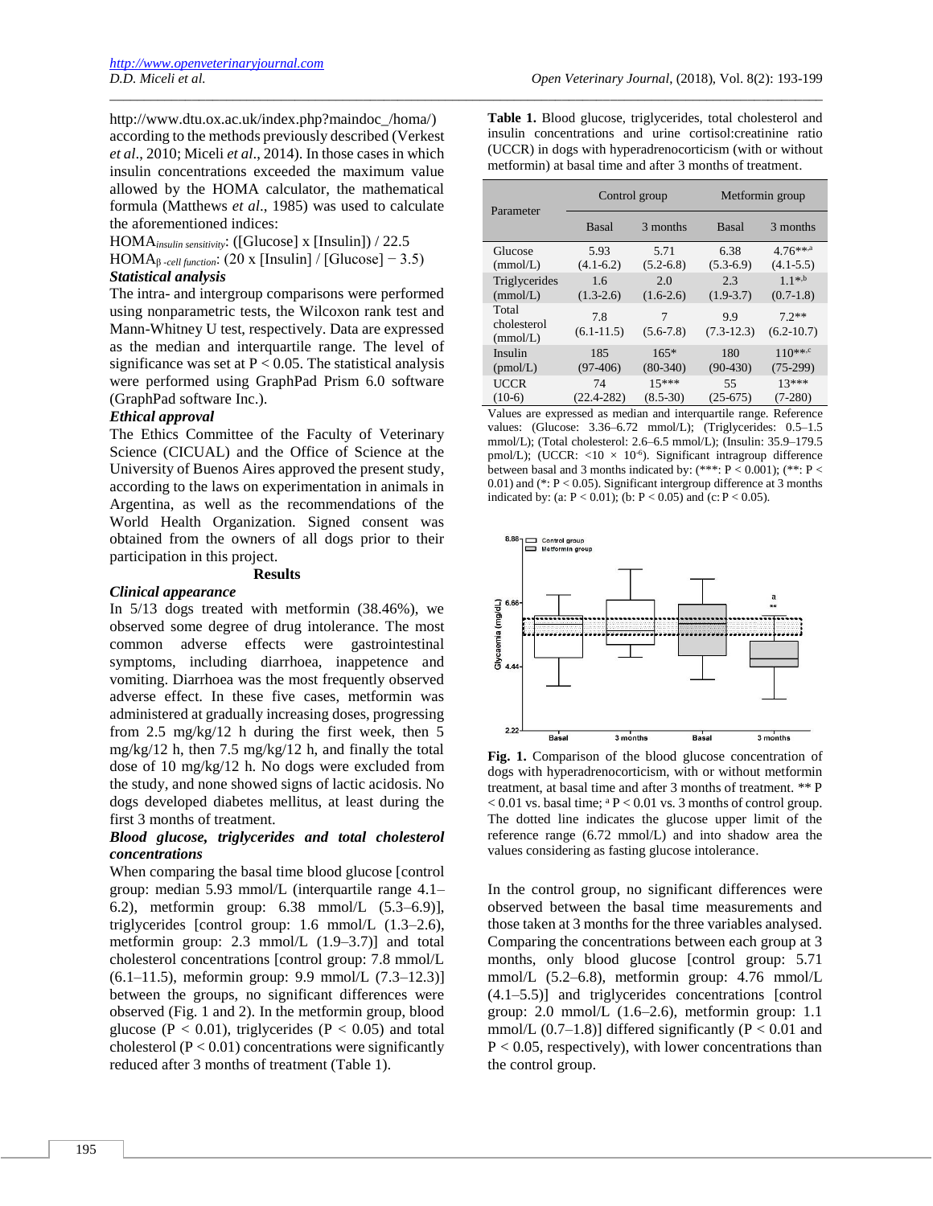http://www.dtu.ox.ac.uk/index.php?maindoc_/homa/) according to the methods previously described (Verkest *et al*., 2010; Miceli *et al*., 2014). In those cases in which insulin concentrations exceeded the maximum value allowed by the HOMA calculator, the mathematical formula (Matthews *et al*., 1985) was used to calculate the aforementioned indices:

$HOMA_{insulin\ sensitivity}$: ([Glucose] x [Insulin]) / 22.5

$HOMA_{\beta\ -cell\ function}$: (20 x [Insulin] / [Glucose] − 3.5)

### *Statistical analysis*

The intra- and intergroup comparisons were performed using nonparametric tests, the Wilcoxon rank test and Mann-Whitney U test, respectively. Data are expressed as the median and interquartile range. The level of significance was set at $P < 0.05$. The statistical analysis were performed using GraphPad Prism 6.0 software (GraphPad software Inc.).

### *Ethical approval*

The Ethics Committee of the Faculty of Veterinary Science (CICUAL) and the Office of Science at the University of Buenos Aires approved the present study, according to the laws on experimentation in animals in Argentina, as well as the recommendations of the World Health Organization. Signed consent was obtained from the owners of all dogs prior to their participation in this project.

## Results

### *Clinical appearance*

In 5/13 dogs treated with metformin (38.46%), we observed some degree of drug intolerance. The most common adverse effects were gastrointestinal symptoms, including diarrhoea, inappetence and vomiting. Diarrhoea was the most frequently observed adverse effect. In these five cases, metformin was administered at gradually increasing doses, progressing from 2.5 mg/kg/12 h during the first week, then 5 mg/kg/12 h, then 7.5 mg/kg/12 h, and finally the total dose of 10 mg/kg/12 h. No dogs were excluded from the study, and none showed signs of lactic acidosis. No dogs developed diabetes mellitus, at least during the first 3 months of treatment.

### *Blood glucose, triglycerides and total cholesterol concentrations*

When comparing the basal time blood glucose [control group: median 5.93 mmol/L (interquartile range 4.1–6.2), metformin group: 6.38 mmol/L (5.3–6.9)], triglycerides [control group: 1.6 mmol/L (1.3–2.6), metformin group: 2.3 mmol/L (1.9–3.7)] and total cholesterol concentrations [control group: 7.8 mmol/L (6.1–11.5), meformin group: 9.9 mmol/L (7.3–12.3)] between the groups, no significant differences were observed (Fig. 1 and 2). In the metformin group, blood glucose ($P < 0.01$), triglycerides ($P < 0.05$) and total cholesterol ($P < 0.01$) concentrations were significantly reduced after 3 months of treatment (Table 1).

**Table 1.** Blood glucose, triglycerides, total cholesterol and insulin concentrations and urine cortisol:creatinine ratio (UCCR) in dogs with hyperadrenocorticism (with or without metformin) at basal time and after 3 months of treatment.

| Parameter | Control group | | Metformin group | |
|---|---|---|---|---|
| | Basal | 3 months | Basal | 3 months |
| Glucose (mmol/L) | 5.93 (4.1-6.2) | 5.71 (5.2-6.8) | 6.38 (5.3-6.9) | 4.76**,a (4.1-5.5) |
| Triglycerides (mmol/L) | 1.6 (1.3-2.6) | 2.0 (1.6-2.6) | 2.3 (1.9-3.7) | 1.1*,b (0.7-1.8) |
| Total cholesterol (mmol/L) | 7.8 (6.1-11.5) | 7 (5.6-7.8) | 9.9 (7.3-12.3) | 7.2** (6.2-10.7) |
| Insulin (pmol/L) | 185 (97-406) | 165* (80-340) | 180 (90-430) | 110**,c (75-299) |
| UCCR ($10^{-6}$) | 74 (22.4-282) | 15*** (8.5-30) | 55 (25-675) | 13*** (7-280) |

Values are expressed as median and interquartile range. Reference values: (Glucose: 3.36–6.72 mmol/L); (Triglycerides: 0.5–1.5 mmol/L); (Total cholesterol: 2.6–6.5 mmol/L); (Insulin: 35.9–179.5 pmol/L); (UCCR: $<10 \times 10^{-6}$). Significant intragroup difference between basal and 3 months indicated by: (***: $P < 0.001$); (**: $P < 0.01$) and (*: $P < 0.05$). Significant intergroup difference at 3 months indicated by: (a: $P < 0.01$); (b: $P < 0.05$) and (c: $P < 0.05$).

**Fig. 1.** Comparison of the blood glucose concentration of dogs with hyperadrenocorticism, with or without metformin treatment, at basal time and after 3 months of treatment. ** $P < 0.01$ vs. basal time; [a] $P < 0.01$ vs. 3 months of control group. The dotted line indicates the glucose upper limit of the reference range (6.72 mmol/L) and into shadow area the values considering as fasting glucose intolerance.

In the control group, no significant differences were observed between the basal time measurements and those taken at 3 months for the three variables analysed. Comparing the concentrations between each group at 3 months, only blood glucose [control group: 5.71 mmol/L (5.2–6.8), metformin group: 4.76 mmol/L (4.1–5.5)] and triglycerides concentrations [control group: 2.0 mmol/L (1.6–2.6), metformin group: 1.1 mmol/L (0.7–1.8)] differed significantly ($P < 0.01$ and $P < 0.05$, respectively), with lower concentrations than the control group.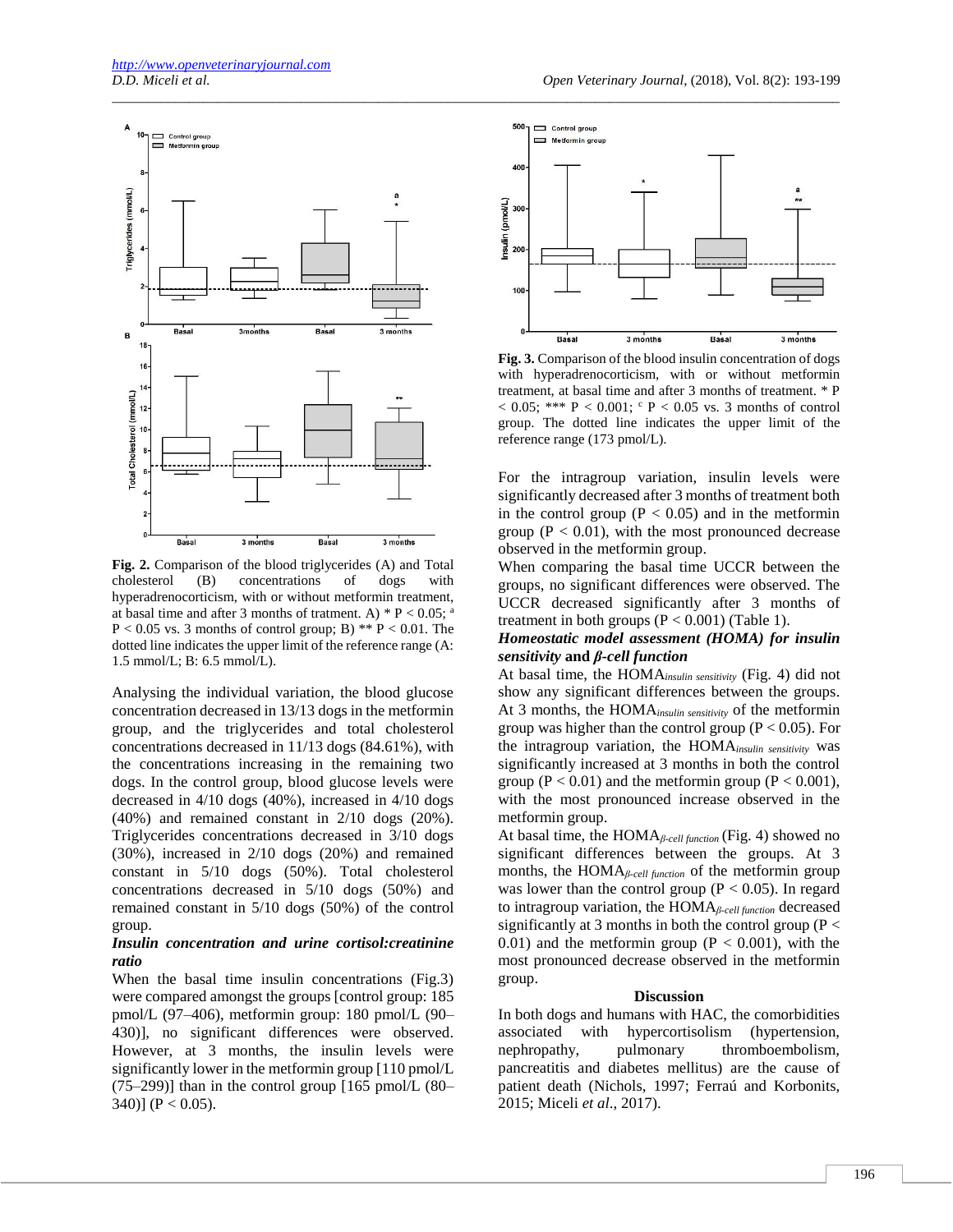Fig. 2. Comparison of the blood triglycerides (A) and Total cholesterol (B) concentrations of dogs with hyperadrenocorticism, with or without metformin treatment, at basal time and after 3 months of tratment. A) * P < 0.05; [a] P < 0.05 vs. 3 months of control group; B) ** P < 0.01. The dotted line indicates the upper limit of the reference range (A: 1.5 mmol/L; B: 6.5 mmol/L).

Analysing the individual variation, the blood glucose concentration decreased in 13/13 dogs in the metformin group, and the triglycerides and total cholesterol concentrations decreased in 11/13 dogs (84.61%), with the concentrations increasing in the remaining two dogs. In the control group, blood glucose levels were decreased in 4/10 dogs (40%), increased in 4/10 dogs (40%) and remained constant in 2/10 dogs (20%). Triglycerides concentrations decreased in 3/10 dogs (30%), increased in 2/10 dogs (20%) and remained constant in 5/10 dogs (50%). Total cholesterol concentrations decreased in 5/10 dogs (50%) and remained constant in 5/10 dogs (50%) of the control group.

***Insulin concentration and urine cortisol:creatinine ratio***

When the basal time insulin concentrations (Fig.3) were compared amongst the groups [control group: 185 pmol/L (97–406), metformin group: 180 pmol/L (90–430)], no significant differences were observed. However, at 3 months, the insulin levels were significantly lower in the metformin group [110 pmol/L (75–299)] than in the control group [165 pmol/L (80–340)] (P < 0.05).

Fig. 3. Comparison of the blood insulin concentration of dogs with hyperadrenocorticism, with or without metformin treatment, at basal time and after 3 months of treatment. * P < 0.05; *** P < 0.001; [c] P < 0.05 vs. 3 months of control group. The dotted line indicates the upper limit of the reference range (173 pmol/L).

For the intragroup variation, insulin levels were significantly decreased after 3 months of treatment both in the control group (P < 0.05) and in the metformin group (P < 0.01), with the most pronounced decrease observed in the metformin group.

When comparing the basal time UCCR between the groups, no significant differences were observed. The UCCR decreased significantly after 3 months of treatment in both groups (P < 0.001) (Table 1).

***Homeostatic model assessment (HOMA) for insulin sensitivity* and *β-cell function***

At basal time, the $HOMA_{insulin\ sensitivity}$ (Fig. 4) did not show any significant differences between the groups. At 3 months, the $HOMA_{insulin\ sensitivity}$ of the metformin group was higher than the control group (P < 0.05). For the intragroup variation, the $HOMA_{insulin\ sensitivity}$ was significantly increased at 3 months in both the control group (P < 0.01) and the metformin group (P < 0.001), with the most pronounced increase observed in the metformin group.

At basal time, the $HOMA_{\beta\text{-}cell\ function}$ (Fig. 4) showed no significant differences between the groups. At 3 months, the $HOMA_{\beta\text{-}cell\ function}$ of the metformin group was lower than the control group (P < 0.05). In regard to intragroup variation, the $HOMA_{\beta\text{-}cell\ function}$ decreased significantly at 3 months in both the control group (P < 0.01) and the metformin group (P < 0.001), with the most pronounced decrease observed in the metformin group.

## Discussion

In both dogs and humans with HAC, the comorbidities associated with hypercortisolism (hypertension, nephropathy, pulmonary thromboembolism, pancreatitis and diabetes mellitus) are the cause of patient death (Nichols, 1997; Ferraú and Korbonits, 2015; Miceli *et al*., 2017).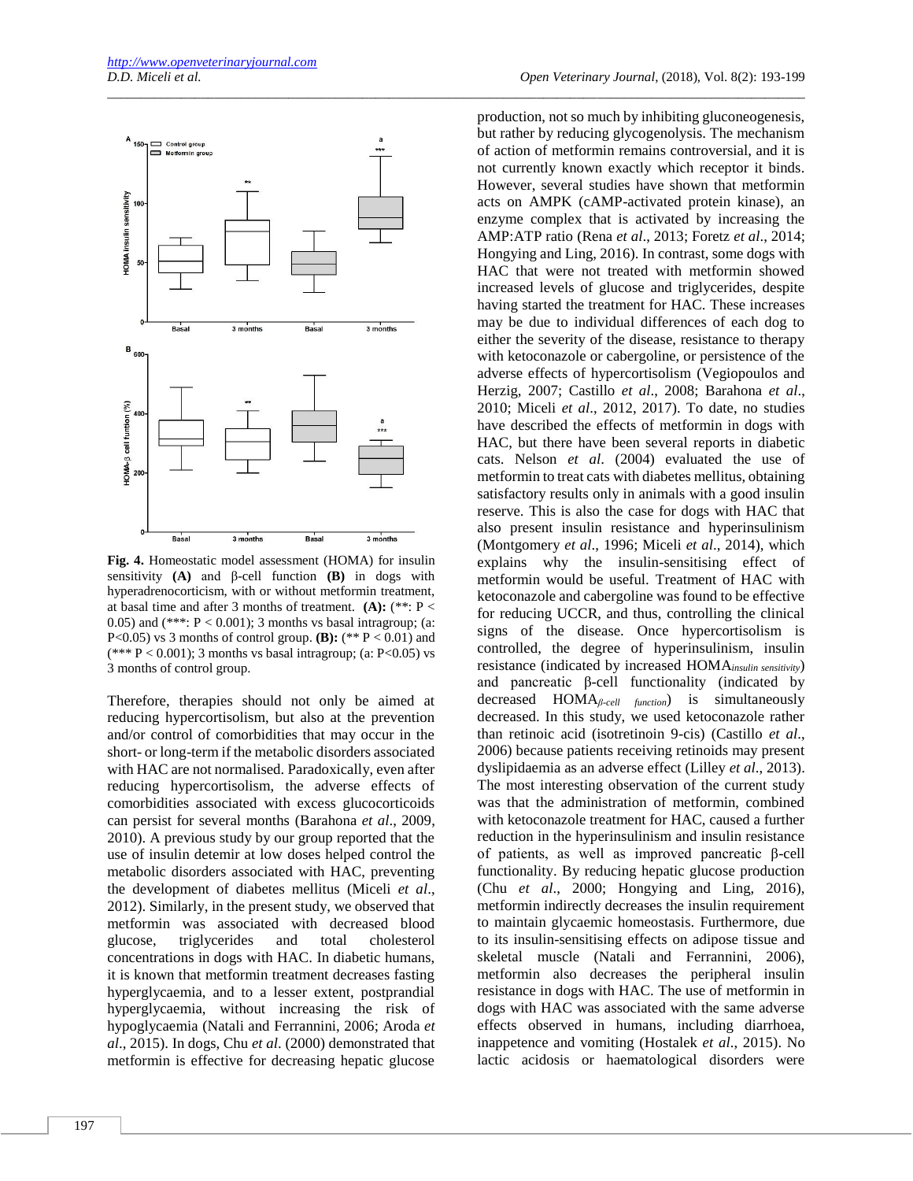Fig. 4. Homeostatic model assessment (HOMA) for insulin sensitivity **(A)** and β-cell function **(B)** in dogs with hyperadrenocorticism, with or without metformin treatment, at basal time and after 3 months of treatment. **(A):** (**: $P < 0.05$) and (***: $P < 0.001$); 3 months vs basal intragroup; (a: $P<0.05$) vs 3 months of control group. **(B):** (** $P < 0.01$) and (*** $P < 0.001$); 3 months vs basal intragroup; (a: $P<0.05$) vs 3 months of control group.

Therefore, therapies should not only be aimed at reducing hypercortisolism, but also at the prevention and/or control of comorbidities that may occur in the short- or long-term if the metabolic disorders associated with HAC are not normalised. Paradoxically, even after reducing hypercortisolism, the adverse effects of comorbidities associated with excess glucocorticoids can persist for several months (Barahona *et al*., 2009, 2010). A previous study by our group reported that the use of insulin detemir at low doses helped control the metabolic disorders associated with HAC, preventing the development of diabetes mellitus (Miceli *et al*., 2012). Similarly, in the present study, we observed that metformin was associated with decreased blood glucose, triglycerides and total cholesterol concentrations in dogs with HAC. In diabetic humans, it is known that metformin treatment decreases fasting hyperglycaemia, and to a lesser extent, postprandial hyperglycaemia, without increasing the risk of hypoglycaemia (Natali and Ferrannini, 2006; Aroda *et al*., 2015). In dogs, Chu *et al*. (2000) demonstrated that metformin is effective for decreasing hepatic glucose production, not so much by inhibiting gluconeogenesis, but rather by reducing glycogenolysis. The mechanism of action of metformin remains controversial, and it is not currently known exactly which receptor it binds. However, several studies have shown that metformin acts on AMPK (cAMP-activated protein kinase), an enzyme complex that is activated by increasing the AMP:ATP ratio (Rena *et al*., 2013; Foretz *et al*., 2014; Hongying and Ling, 2016). In contrast, some dogs with HAC that were not treated with metformin showed increased levels of glucose and triglycerides, despite having started the treatment for HAC. These increases may be due to individual differences of each dog to either the severity of the disease, resistance to therapy with ketoconazole or cabergoline, or persistence of the adverse effects of hypercortisolism (Vegiopoulos and Herzig, 2007; Castillo *et al*., 2008; Barahona *et al*., 2010; Miceli *et al*., 2012, 2017). To date, no studies have described the effects of metformin in dogs with HAC, but there have been several reports in diabetic cats. Nelson *et al*. (2004) evaluated the use of metformin to treat cats with diabetes mellitus, obtaining satisfactory results only in animals with a good insulin reserve. This is also the case for dogs with HAC that also present insulin resistance and hyperinsulinism (Montgomery *et al*., 1996; Miceli *et al*., 2014), which explains why the insulin-sensitising effect of metformin would be useful. Treatment of HAC with ketoconazole and cabergoline was found to be effective for reducing UCCR, and thus, controlling the clinical signs of the disease. Once hypercortisolism is controlled, the degree of hyperinsulinism, insulin resistance (indicated by increased $HOMA_{insulin\ sensitivity}$) and pancreatic β-cell functionality (indicated by decreased $HOMA_{\beta\text{-cell function}}$) is simultaneously decreased. In this study, we used ketoconazole rather than retinoic acid (isotretinoin 9-cis) (Castillo *et al*., 2006) because patients receiving retinoids may present dyslipidaemia as an adverse effect (Lilley *et al*., 2013). The most interesting observation of the current study was that the administration of metformin, combined with ketoconazole treatment for HAC, caused a further reduction in the hyperinsulinism and insulin resistance of patients, as well as improved pancreatic β-cell functionality. By reducing hepatic glucose production (Chu *et al*., 2000; Hongying and Ling, 2016), metformin indirectly decreases the insulin requirement to maintain glycaemic homeostasis. Furthermore, due to its insulin-sensitising effects on adipose tissue and skeletal muscle (Natali and Ferrannini, 2006), metformin also decreases the peripheral insulin resistance in dogs with HAC. The use of metformin in dogs with HAC was associated with the same adverse effects observed in humans, including diarrhoea, inappetence and vomiting (Hostalek *et al*., 2015). No lactic acidosis or haematological disorders were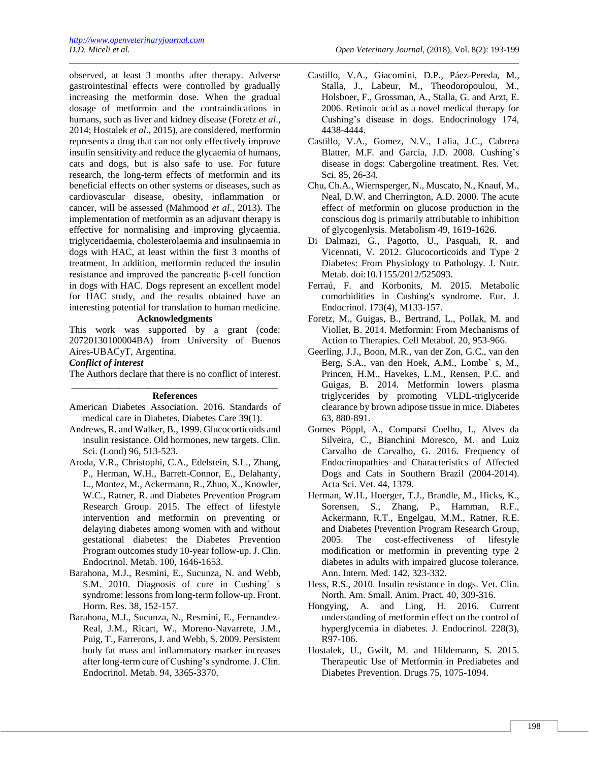observed, at least 3 months after therapy. Adverse gastrointestinal effects were controlled by gradually increasing the metformin dose. When the gradual dosage of metformin and the contraindications in humans, such as liver and kidney disease (Foretz *et al*., 2014; Hostalek *et al*., 2015), are considered, metformin represents a drug that can not only effectively improve insulin sensitivity and reduce the glycaemia of humans, cats and dogs, but is also safe to use. For future research, the long-term effects of metformin and its beneficial effects on other systems or diseases, such as cardiovascular disease, obesity, inflammation or cancer, will be assessed (Mahmood *et al*., 2013). The implementation of metformin as an adjuvant therapy is effective for normalising and improving glycaemia, triglyceridaemia, cholesterolaemia and insulinaemia in dogs with HAC, at least within the first 3 months of treatment. In addition, metformin reduced the insulin resistance and improved the pancreatic β-cell function in dogs with HAC. Dogs represent an excellent model for HAC study, and the results obtained have an interesting potential for translation to human medicine.

## Acknowledgments

This work was supported by a grant (code: 20720130100004BA) from University of Buenos Aires-UBACyT, Argentina.

***Conflict of interest***

The Authors declare that there is no conflict of interest.

## References

American Diabetes Association. 2016. Standards of medical care in Diabetes. Diabetes Care 39(1).

Andrews, R. and Walker, B., 1999. Glucocorticoids and insulin resistance. Old hormones, new targets. Clin. Sci. (Lond) 96, 513-523.

Aroda, V.R., Christophi, C.A., Edelstein, S.L., Zhang, P., Herman, W.H., Barrett-Connor, E., Delahanty, L., Montez, M., Ackermann, R., Zhuo, X., Knowler, W.C., Ratner, R. and Diabetes Prevention Program Research Group. 2015. The effect of lifestyle intervention and metformin on preventing or delaying diabetes among women with and without gestational diabetes: the Diabetes Prevention Program outcomes study 10-year follow-up. J. Clin. Endocrinol. Metab. 100, 1646-1653.

Barahona, M.J., Resmini, E., Sucunza, N. and Webb, S.M. 2010. Diagnosis of cure in Cushing´ s syndrome: lessons from long-term follow-up. Front. Horm. Res. 38, 152-157.

Barahona, M.J., Sucunza, N., Resmini, E., Fernandez-Real, J.M., Ricart, W., Moreno-Navarrete, J.M., Puig, T., Farrerons, J. and Webb, S. 2009. Persistent body fat mass and inflammatory marker increases after long-term cure of Cushing's syndrome. J. Clin. Endocrinol. Metab. 94, 3365-3370.

Castillo, V.A., Giacomini, D.P., Páez-Pereda, M., Stalla, J., Labeur, M., Theodoropoulou, M., Holsboer, F., Grossman, A., Stalla, G. and Arzt, E. 2006. Retinoic acid as a novel medical therapy for Cushing's disease in dogs. Endocrinology 174, 4438-4444.

Castillo, V.A., Gomez, N.V., Lalia, J.C., Cabrera Blatter, M.F. and García, J.D. 2008. Cushing's disease in dogs: Cabergoline treatment. Res. Vet. Sci. 85, 26-34.

Chu, Ch.A., Wiernsperger, N., Muscato, N., Knauf, M., Neal, D.W. and Cherrington, A.D. 2000. The acute effect of metformin on glucose production in the conscious dog is primarily attributable to inhibition of glycogenlysis. Metabolism 49, 1619-1626.

Di Dalmazi, G., Pagotto, U., Pasquali, R. and Vicennati, V. 2012. Glucocorticoids and Type 2 Diabetes: From Physiology to Pathology. J. Nutr. Metab. doi:10.1155/2012/525093.

Ferraú, F. and Korbonits, M. 2015. Metabolic comorbidities in Cushing's syndrome. Eur. J. Endocrinol. 173(4), M133-157.

Foretz, M., Guigas, B., Bertrand, L., Pollak, M. and Viollet, B. 2014. Metformin: From Mechanisms of Action to Therapies. Cell Metabol. 20, 953-966.

Geerling, J.J., Boon, M.R., van der Zon, G.C., van den Berg, S.A., van den Hoek, A.M., Lombe` s, M., Princen, H.M., Havekes, L.M., Rensen, P.C. and Guigas, B. 2014. Metformin lowers plasma triglycerides by promoting VLDL-triglyceride clearance by brown adipose tissue in mice. Diabetes 63, 880-891.

Gomes Pöppl, A., Comparsi Coelho, I., Alves da Silveira, C., Bianchini Moresco, M. and Luiz Carvalho de Carvalho, G. 2016. Frequency of Endocrinopathies and Characteristics of Affected Dogs and Cats in Southern Brazil (2004-2014). Acta Sci. Vet. 44, 1379.

Herman, W.H., Hoerger, T.J., Brandle, M., Hicks, K., Sorensen, S., Zhang, P., Hamman, R.F., Ackermann, R.T., Engelgau, M.M., Ratner, R.E. and Diabetes Prevention Program Research Group, 2005. The cost-effectiveness of lifestyle modification or metformin in preventing type 2 diabetes in adults with impaired glucose tolerance. Ann. Intern. Med. 142, 323-332.

Hess, R.S., 2010. Insulin resistance in dogs. Vet. Clin. North. Am. Small. Anim. Pract. 40, 309-316.

Hongying, A. and Ling, H. 2016. Current understanding of metformin effect on the control of hyperglycemia in diabetes. J. Endocrinol. 228(3), R97-106.

Hostalek, U., Gwilt, M. and Hildemann, S. 2015. Therapeutic Use of Metformin in Prediabetes and Diabetes Prevention. Drugs 75, 1075-1094.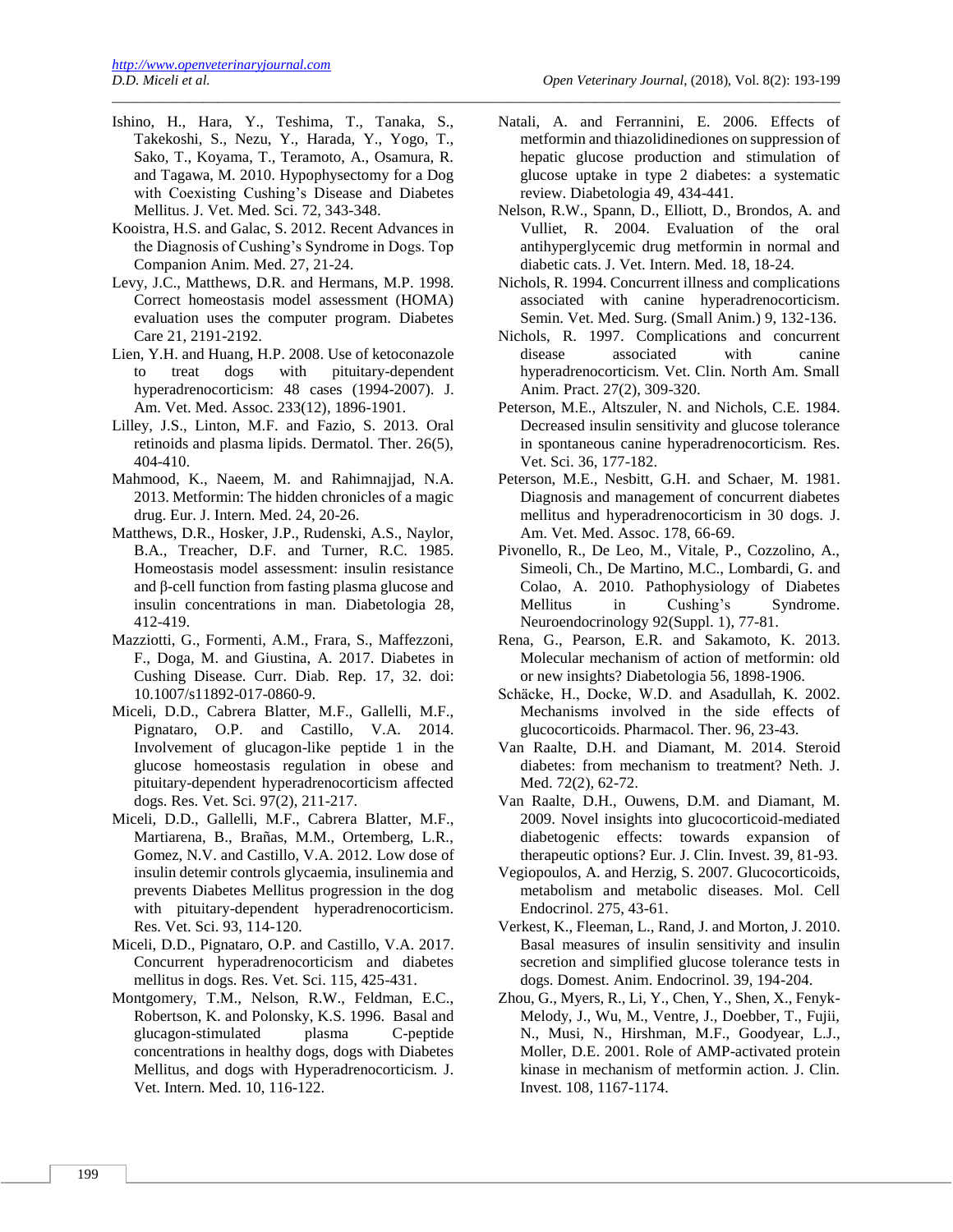Ishino, H., Hara, Y., Teshima, T., Tanaka, S., Takekoshi, S., Nezu, Y., Harada, Y., Yogo, T., Sako, T., Koyama, T., Teramoto, A., Osamura, R. and Tagawa, M. 2010. Hypophysectomy for a Dog with Coexisting Cushing's Disease and Diabetes Mellitus. J. Vet. Med. Sci. 72, 343-348.

Kooistra, H.S. and Galac, S. 2012. Recent Advances in the Diagnosis of Cushing's Syndrome in Dogs. Top Companion Anim. Med. 27, 21-24.

Levy, J.C., Matthews, D.R. and Hermans, M.P. 1998. Correct homeostasis model assessment (HOMA) evaluation uses the computer program. Diabetes Care 21, 2191-2192.

Lien, Y.H. and Huang, H.P. 2008. Use of ketoconazole to treat dogs with pituitary-dependent hyperadrenocorticism: 48 cases (1994-2007). J. Am. Vet. Med. Assoc. 233(12), 1896-1901.

Lilley, J.S., Linton, M.F. and Fazio, S. 2013. Oral retinoids and plasma lipids. Dermatol. Ther. 26(5), 404-410.

Mahmood, K., Naeem, M. and Rahimnajjad, N.A. 2013. Metformin: The hidden chronicles of a magic drug. Eur. J. Intern. Med. 24, 20-26.

Matthews, D.R., Hosker, J.P., Rudenski, A.S., Naylor, B.A., Treacher, D.F. and Turner, R.C. 1985. Homeostasis model assessment: insulin resistance and β-cell function from fasting plasma glucose and insulin concentrations in man. Diabetologia 28, 412-419.

Mazziotti, G., Formenti, A.M., Frara, S., Maffezzoni, F., Doga, M. and Giustina, A. 2017. Diabetes in Cushing Disease. Curr. Diab. Rep. 17, 32. doi: 10.1007/s11892-017-0860-9.

Miceli, D.D., Cabrera Blatter, M.F., Gallelli, M.F., Pignataro, O.P. and Castillo, V.A. 2014. Involvement of glucagon-like peptide 1 in the glucose homeostasis regulation in obese and pituitary-dependent hyperadrenocorticism affected dogs. Res. Vet. Sci. 97(2), 211-217.

Miceli, D.D., Gallelli, M.F., Cabrera Blatter, M.F., Martiarena, B., Brañas, M.M., Ortemberg, L.R., Gomez, N.V. and Castillo, V.A. 2012. Low dose of insulin detemir controls glycaemia, insulinemia and prevents Diabetes Mellitus progression in the dog with pituitary-dependent hyperadrenocorticism. Res. Vet. Sci. 93, 114-120.

Miceli, D.D., Pignataro, O.P. and Castillo, V.A. 2017. Concurrent hyperadrenocorticism and diabetes mellitus in dogs. Res. Vet. Sci. 115, 425-431.

Montgomery, T.M., Nelson, R.W., Feldman, E.C., Robertson, K. and Polonsky, K.S. 1996. Basal and glucagon-stimulated plasma C-peptide concentrations in healthy dogs, dogs with Diabetes Mellitus, and dogs with Hyperadrenocorticism. J. Vet. Intern. Med. 10, 116-122.

Natali, A. and Ferrannini, E. 2006. Effects of metformin and thiazolidinediones on suppression of hepatic glucose production and stimulation of glucose uptake in type 2 diabetes: a systematic review. Diabetologia 49, 434-441.

Nelson, R.W., Spann, D., Elliott, D., Brondos, A. and Vulliet, R. 2004. Evaluation of the oral antihyperglycemic drug metformin in normal and diabetic cats. J. Vet. Intern. Med. 18, 18-24.

Nichols, R. 1994. Concurrent illness and complications associated with canine hyperadrenocorticism. Semin. Vet. Med. Surg. (Small Anim.) 9, 132-136.

Nichols, R. 1997. Complications and concurrent disease associated with canine hyperadrenocorticism. Vet. Clin. North Am. Small Anim. Pract. 27(2), 309-320.

Peterson, M.E., Altszuler, N. and Nichols, C.E. 1984. Decreased insulin sensitivity and glucose tolerance in spontaneous canine hyperadrenocorticism. Res. Vet. Sci. 36, 177-182.

Peterson, M.E., Nesbitt, G.H. and Schaer, M. 1981. Diagnosis and management of concurrent diabetes mellitus and hyperadrenocorticism in 30 dogs. J. Am. Vet. Med. Assoc. 178, 66-69.

Pivonello, R., De Leo, M., Vitale, P., Cozzolino, A., Simeoli, Ch., De Martino, M.C., Lombardi, G. and Colao, A. 2010. Pathophysiology of Diabetes Mellitus in Cushing's Syndrome. Neuroendocrinology 92(Suppl. 1), 77-81.

Rena, G., Pearson, E.R. and Sakamoto, K. 2013. Molecular mechanism of action of metformin: old or new insights? Diabetologia 56, 1898-1906.

Schäcke, H., Docke, W.D. and Asadullah, K. 2002. Mechanisms involved in the side effects of glucocorticoids. Pharmacol. Ther. 96, 23-43.

Van Raalte, D.H. and Diamant, M. 2014. Steroid diabetes: from mechanism to treatment? Neth. J. Med. 72(2), 62-72.

Van Raalte, D.H., Ouwens, D.M. and Diamant, M. 2009. Novel insights into glucocorticoid-mediated diabetogenic effects: towards expansion of therapeutic options? Eur. J. Clin. Invest. 39, 81-93.

Vegiopoulos, A. and Herzig, S. 2007. Glucocorticoids, metabolism and metabolic diseases. Mol. Cell Endocrinol. 275, 43-61.

Verkest, K., Fleeman, L., Rand, J. and Morton, J. 2010. Basal measures of insulin sensitivity and insulin secretion and simplified glucose tolerance tests in dogs. Domest. Anim. Endocrinol. 39, 194-204.

Zhou, G., Myers, R., Li, Y., Chen, Y., Shen, X., Fenyk-Melody, J., Wu, M., Ventre, J., Doebber, T., Fujii, N., Musi, N., Hirshman, M.F., Goodyear, L.J., Moller, D.E. 2001. Role of AMP-activated protein kinase in mechanism of metformin action. J. Clin. Invest. 108, 1167-1174.